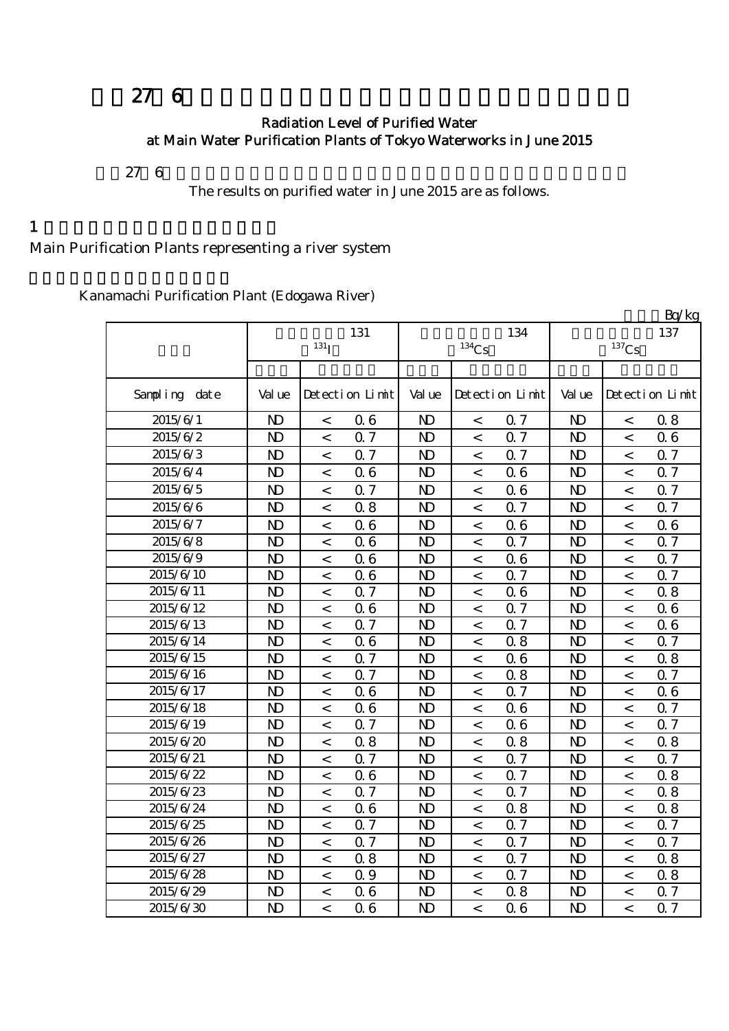# 平成27年6月 主要浄水場の浄水（水道水）の放射能測定結果

## Radiation Level of Purified Water at Main Water Purification Plants of Tokyo Waterworks in June 2015

平成27年6月の浄水（水道水）の放射能測定結果は以下のとおりです。

The results on purified water in June 2015 are as follows.

1 水系を代表する主要浄水場

Main Purification Plants representing a river system

金町浄水場（江戸川水系）

Kanamachi Purification Plant (Edogawa River)

単位：Bq/kg

| 採水日 | 放射性ヨウ素131 ($^{131}$I) | | | 放射性セシウム134 ($^{134}$Cs) | | | 放射性セシウム137 ($^{137}$Cs) | | |
|---|---|---|---|---|---|---|---|---|---|
| | 測定値 | 検出限界値 | | 測定値 | 検出限界値 | | 測定値 | 検出限界値 | |
| Sampling date | Value | Detection Limit | | Value | Detection Limit | | Value | Detection Limit | |
| 2015/6/1 | ND | < | 0.6 | ND | < | 0.7 | ND | < | 0.8 |
| 2015/6/2 | ND | < | 0.7 | ND | < | 0.7 | ND | < | 0.6 |
| 2015/6/3 | ND | < | 0.7 | ND | < | 0.7 | ND | < | 0.7 |
| 2015/6/4 | ND | < | 0.6 | ND | < | 0.6 | ND | < | 0.7 |
| 2015/6/5 | ND | < | 0.7 | ND | < | 0.6 | ND | < | 0.7 |
| 2015/6/6 | ND | < | 0.8 | ND | < | 0.7 | ND | < | 0.7 |
| 2015/6/7 | ND | < | 0.6 | ND | < | 0.6 | ND | < | 0.6 |
| 2015/6/8 | ND | < | 0.6 | ND | < | 0.7 | ND | < | 0.7 |
| 2015/6/9 | ND | < | 0.6 | ND | < | 0.6 | ND | < | 0.7 |
| 2015/6/10 | ND | < | 0.6 | ND | < | 0.7 | ND | < | 0.7 |
| 2015/6/11 | ND | < | 0.7 | ND | < | 0.6 | ND | < | 0.8 |
| 2015/6/12 | ND | < | 0.6 | ND | < | 0.7 | ND | < | 0.6 |
| 2015/6/13 | ND | < | 0.7 | ND | < | 0.7 | ND | < | 0.6 |
| 2015/6/14 | ND | < | 0.6 | ND | < | 0.8 | ND | < | 0.7 |
| 2015/6/15 | ND | < | 0.7 | ND | < | 0.6 | ND | < | 0.8 |
| 2015/6/16 | ND | < | 0.7 | ND | < | 0.8 | ND | < | 0.7 |
| 2015/6/17 | ND | < | 0.6 | ND | < | 0.7 | ND | < | 0.6 |
| 2015/6/18 | ND | < | 0.6 | ND | < | 0.6 | ND | < | 0.7 |
| 2015/6/19 | ND | < | 0.7 | ND | < | 0.6 | ND | < | 0.7 |
| 2015/6/20 | ND | < | 0.8 | ND | < | 0.8 | ND | < | 0.8 |
| 2015/6/21 | ND | < | 0.7 | ND | < | 0.7 | ND | < | 0.7 |
| 2015/6/22 | ND | < | 0.6 | ND | < | 0.7 | ND | < | 0.8 |
| 2015/6/23 | ND | < | 0.7 | ND | < | 0.7 | ND | < | 0.8 |
| 2015/6/24 | ND | < | 0.6 | ND | < | 0.8 | ND | < | 0.8 |
| 2015/6/25 | ND | < | 0.7 | ND | < | 0.7 | ND | < | 0.7 |
| 2015/6/26 | ND | < | 0.7 | ND | < | 0.7 | ND | < | 0.7 |
| 2015/6/27 | ND | < | 0.8 | ND | < | 0.7 | ND | < | 0.8 |
| 2015/6/28 | ND | < | 0.9 | ND | < | 0.7 | ND | < | 0.8 |
| 2015/6/29 | ND | < | 0.6 | ND | < | 0.8 | ND | < | 0.7 |
| 2015/6/30 | ND | < | 0.6 | ND | < | 0.6 | ND | < | 0.7 |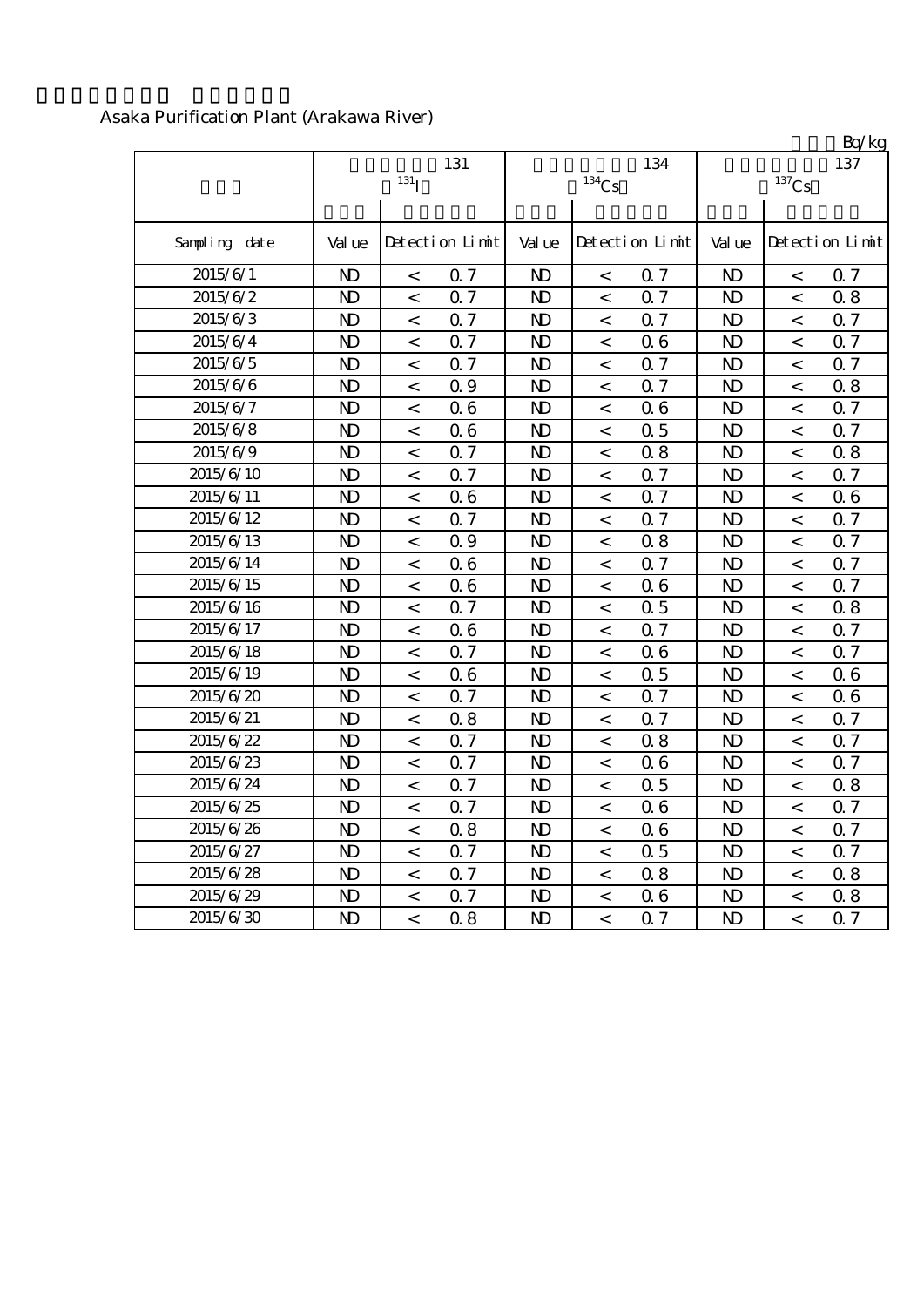Asaka Purification Plant (Arakawa River)

Bq/kg

| | 131 $^{131}I$ | | | 134 $^{134}Cs$ | | | 137 $^{137}Cs$ | | |
|---|---|---|---|---|---|---|---|---|---|
| Sampling date | Value | Detection Limit | | Value | Detection Limit | | Value | Detection Limit | |
| 2015/6/1 | ND | < | 0.7 | ND | < | 0.7 | ND | < | 0.7 |
| 2015/6/2 | ND | < | 0.7 | ND | < | 0.7 | ND | < | 0.8 |
| 2015/6/3 | ND | < | 0.7 | ND | < | 0.7 | ND | < | 0.7 |
| 2015/6/4 | ND | < | 0.7 | ND | < | 0.6 | ND | < | 0.7 |
| 2015/6/5 | ND | < | 0.7 | ND | < | 0.7 | ND | < | 0.7 |
| 2015/6/6 | ND | < | 0.9 | ND | < | 0.7 | ND | < | 0.8 |
| 2015/6/7 | ND | < | 0.6 | ND | < | 0.6 | ND | < | 0.7 |
| 2015/6/8 | ND | < | 0.6 | ND | < | 0.5 | ND | < | 0.7 |
| 2015/6/9 | ND | < | 0.7 | ND | < | 0.8 | ND | < | 0.8 |
| 2015/6/10 | ND | < | 0.7 | ND | < | 0.7 | ND | < | 0.7 |
| 2015/6/11 | ND | < | 0.6 | ND | < | 0.7 | ND | < | 0.6 |
| 2015/6/12 | ND | < | 0.7 | ND | < | 0.7 | ND | < | 0.7 |
| 2015/6/13 | ND | < | 0.9 | ND | < | 0.8 | ND | < | 0.7 |
| 2015/6/14 | ND | < | 0.6 | ND | < | 0.7 | ND | < | 0.7 |
| 2015/6/15 | ND | < | 0.6 | ND | < | 0.6 | ND | < | 0.7 |
| 2015/6/16 | ND | < | 0.7 | ND | < | 0.5 | ND | < | 0.8 |
| 2015/6/17 | ND | < | 0.6 | ND | < | 0.7 | ND | < | 0.7 |
| 2015/6/18 | ND | < | 0.7 | ND | < | 0.6 | ND | < | 0.7 |
| 2015/6/19 | ND | < | 0.6 | ND | < | 0.5 | ND | < | 0.6 |
| 2015/6/20 | ND | < | 0.7 | ND | < | 0.7 | ND | < | 0.6 |
| 2015/6/21 | ND | < | 0.8 | ND | < | 0.7 | ND | < | 0.7 |
| 2015/6/22 | ND | < | 0.7 | ND | < | 0.8 | ND | < | 0.7 |
| 2015/6/23 | ND | < | 0.7 | ND | < | 0.6 | ND | < | 0.7 |
| 2015/6/24 | ND | < | 0.7 | ND | < | 0.5 | ND | < | 0.8 |
| 2015/6/25 | ND | < | 0.7 | ND | < | 0.6 | ND | < | 0.7 |
| 2015/6/26 | ND | < | 0.8 | ND | < | 0.6 | ND | < | 0.7 |
| 2015/6/27 | ND | < | 0.7 | ND | < | 0.5 | ND | < | 0.7 |
| 2015/6/28 | ND | < | 0.7 | ND | < | 0.8 | ND | < | 0.8 |
| 2015/6/29 | ND | < | 0.7 | ND | < | 0.6 | ND | < | 0.8 |
| 2015/6/30 | ND | < | 0.8 | ND | < | 0.7 | ND | < | 0.7 |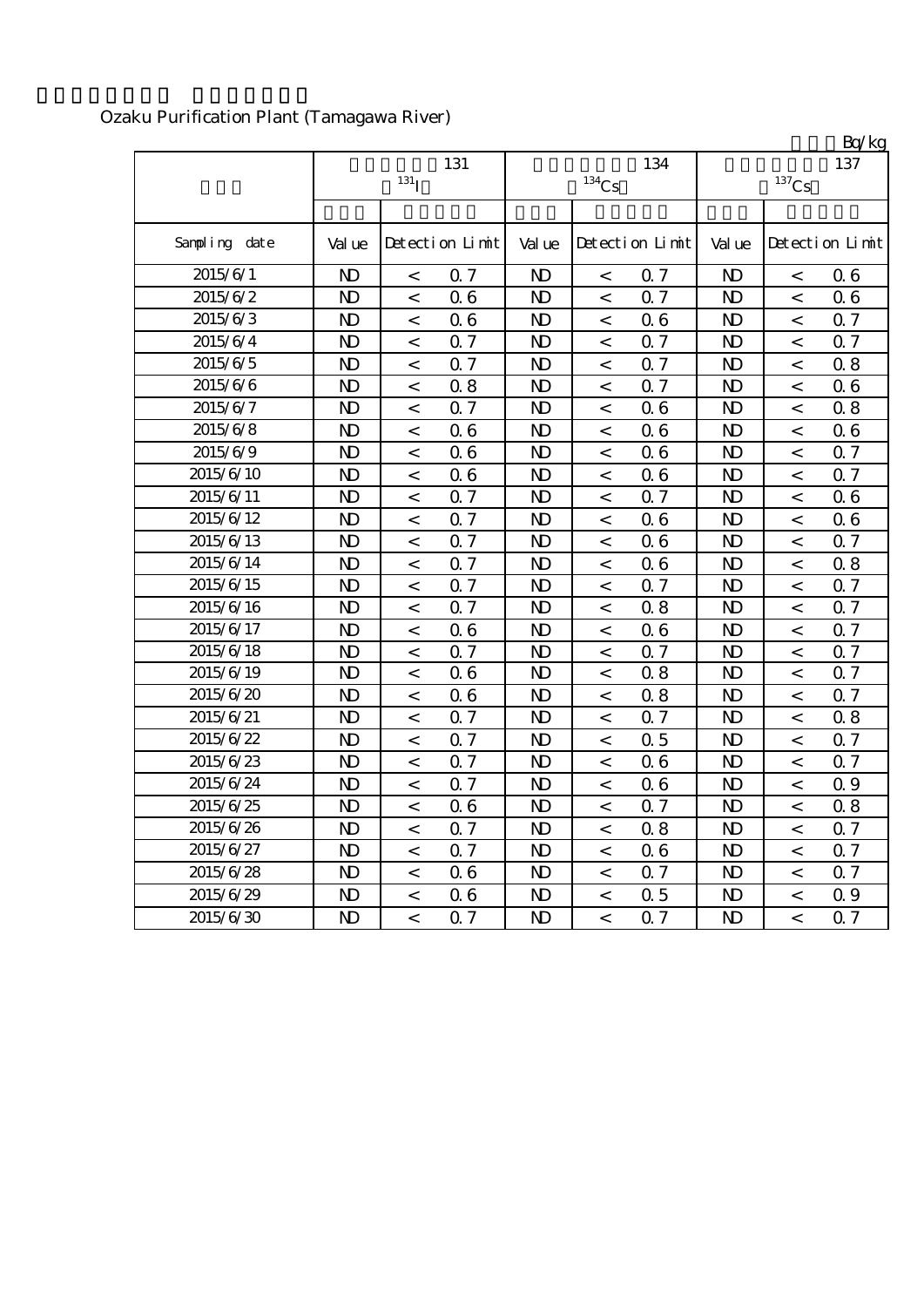Ozaku Purification Plant (Tamagawa River)

Bq/kg

| | 131 $^{131}I$ | | | 134 $^{134}Cs$ | | | 137 $^{137}Cs$ | | |
|---|---|---|---|---|---|---|---|---|---|
| Sampling date | Value | Detection Limit | | Value | Detection Limit | | Value | Detection Limit | |
| 2015/6/1 | ND | < | 0.7 | ND | < | 0.7 | ND | < | 0.6 |
| 2015/6/2 | ND | < | 0.6 | ND | < | 0.7 | ND | < | 0.6 |
| 2015/6/3 | ND | < | 0.6 | ND | < | 0.6 | ND | < | 0.7 |
| 2015/6/4 | ND | < | 0.7 | ND | < | 0.7 | ND | < | 0.7 |
| 2015/6/5 | ND | < | 0.7 | ND | < | 0.7 | ND | < | 0.8 |
| 2015/6/6 | ND | < | 0.8 | ND | < | 0.7 | ND | < | 0.6 |
| 2015/6/7 | ND | < | 0.7 | ND | < | 0.6 | ND | < | 0.8 |
| 2015/6/8 | ND | < | 0.6 | ND | < | 0.6 | ND | < | 0.6 |
| 2015/6/9 | ND | < | 0.6 | ND | < | 0.6 | ND | < | 0.7 |
| 2015/6/10 | ND | < | 0.6 | ND | < | 0.6 | ND | < | 0.7 |
| 2015/6/11 | ND | < | 0.7 | ND | < | 0.7 | ND | < | 0.6 |
| 2015/6/12 | ND | < | 0.7 | ND | < | 0.6 | ND | < | 0.6 |
| 2015/6/13 | ND | < | 0.7 | ND | < | 0.6 | ND | < | 0.7 |
| 2015/6/14 | ND | < | 0.7 | ND | < | 0.6 | ND | < | 0.8 |
| 2015/6/15 | ND | < | 0.7 | ND | < | 0.7 | ND | < | 0.7 |
| 2015/6/16 | ND | < | 0.7 | ND | < | 0.8 | ND | < | 0.7 |
| 2015/6/17 | ND | < | 0.6 | ND | < | 0.6 | ND | < | 0.7 |
| 2015/6/18 | ND | < | 0.7 | ND | < | 0.7 | ND | < | 0.7 |
| 2015/6/19 | ND | < | 0.6 | ND | < | 0.8 | ND | < | 0.7 |
| 2015/6/20 | ND | < | 0.6 | ND | < | 0.8 | ND | < | 0.7 |
| 2015/6/21 | ND | < | 0.7 | ND | < | 0.7 | ND | < | 0.8 |
| 2015/6/22 | ND | < | 0.7 | ND | < | 0.5 | ND | < | 0.7 |
| 2015/6/23 | ND | < | 0.7 | ND | < | 0.6 | ND | < | 0.7 |
| 2015/6/24 | ND | < | 0.7 | ND | < | 0.6 | ND | < | 0.9 |
| 2015/6/25 | ND | < | 0.6 | ND | < | 0.7 | ND | < | 0.8 |
| 2015/6/26 | ND | < | 0.7 | ND | < | 0.8 | ND | < | 0.7 |
| 2015/6/27 | ND | < | 0.7 | ND | < | 0.6 | ND | < | 0.7 |
| 2015/6/28 | ND | < | 0.6 | ND | < | 0.7 | ND | < | 0.7 |
| 2015/6/29 | ND | < | 0.6 | ND | < | 0.5 | ND | < | 0.9 |
| 2015/6/30 | ND | < | 0.7 | ND | < | 0.7 | ND | < | 0.7 |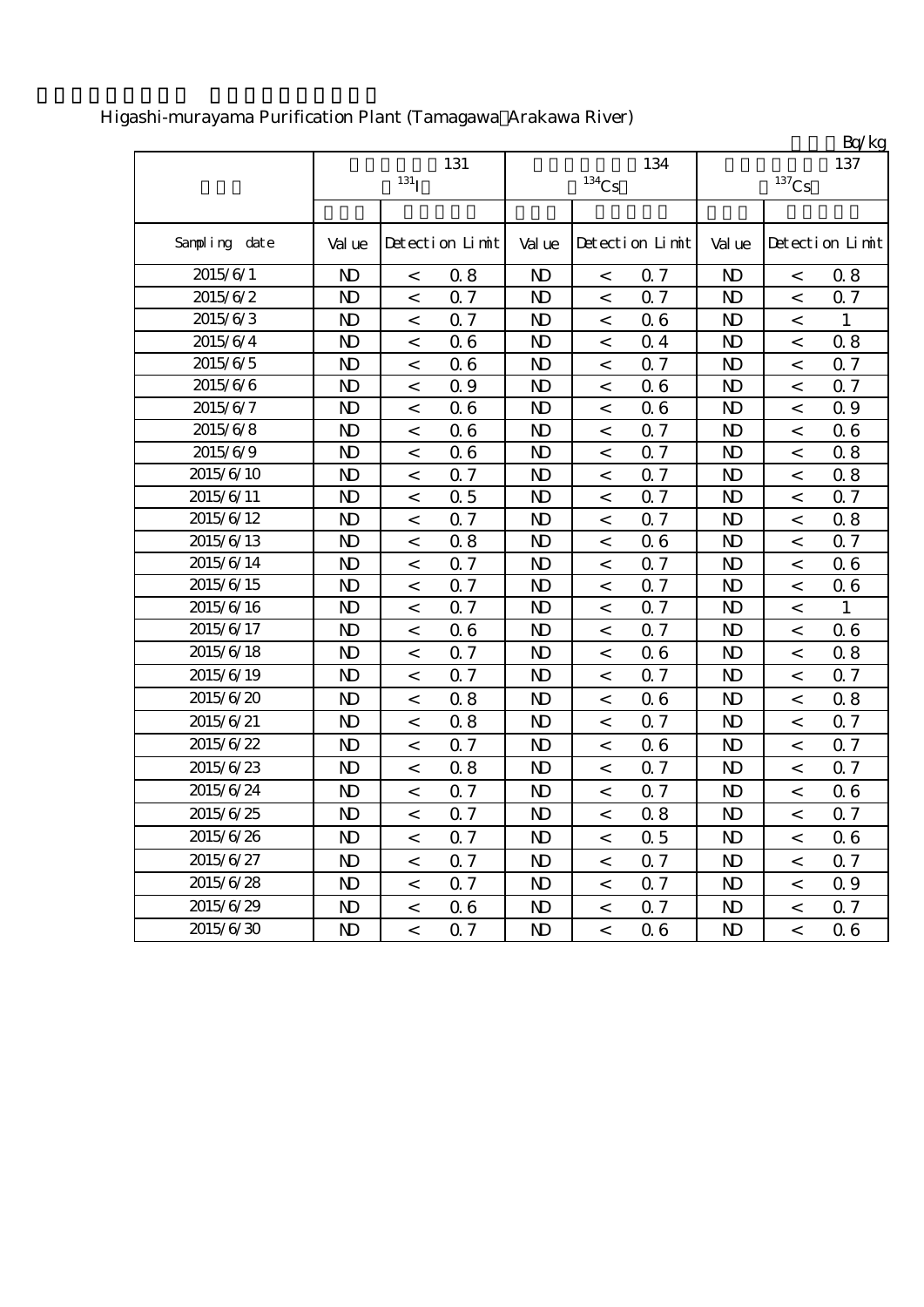Higashi-murayama Purification Plant (Tamagawa Arakawa River)

Bq/kg

| | 131 $^{131}$I | | | 134 $^{134}$Cs | | | 137 $^{137}$Cs | | |
|---|---|---|---|---|---|---|---|---|---|
| Sampling date | Value | Detection Limit | | Value | Detection Limit | | Value | Detection Limit | |
| 2015/6/1 | ND | < | 0.8 | ND | < | 0.7 | ND | < | 0.8 |
| 2015/6/2 | ND | < | 0.7 | ND | < | 0.7 | ND | < | 0.7 |
| 2015/6/3 | ND | < | 0.7 | ND | < | 0.6 | ND | < | 1 |
| 2015/6/4 | ND | < | 0.6 | ND | < | 0.4 | ND | < | 0.8 |
| 2015/6/5 | ND | < | 0.6 | ND | < | 0.7 | ND | < | 0.7 |
| 2015/6/6 | ND | < | 0.9 | ND | < | 0.6 | ND | < | 0.7 |
| 2015/6/7 | ND | < | 0.6 | ND | < | 0.6 | ND | < | 0.9 |
| 2015/6/8 | ND | < | 0.6 | ND | < | 0.7 | ND | < | 0.6 |
| 2015/6/9 | ND | < | 0.6 | ND | < | 0.7 | ND | < | 0.8 |
| 2015/6/10 | ND | < | 0.7 | ND | < | 0.7 | ND | < | 0.8 |
| 2015/6/11 | ND | < | 0.5 | ND | < | 0.7 | ND | < | 0.7 |
| 2015/6/12 | ND | < | 0.7 | ND | < | 0.7 | ND | < | 0.8 |
| 2015/6/13 | ND | < | 0.8 | ND | < | 0.6 | ND | < | 0.7 |
| 2015/6/14 | ND | < | 0.7 | ND | < | 0.7 | ND | < | 0.6 |
| 2015/6/15 | ND | < | 0.7 | ND | < | 0.7 | ND | < | 0.6 |
| 2015/6/16 | ND | < | 0.7 | ND | < | 0.7 | ND | < | 1 |
| 2015/6/17 | ND | < | 0.6 | ND | < | 0.7 | ND | < | 0.6 |
| 2015/6/18 | ND | < | 0.7 | ND | < | 0.6 | ND | < | 0.8 |
| 2015/6/19 | ND | < | 0.7 | ND | < | 0.7 | ND | < | 0.7 |
| 2015/6/20 | ND | < | 0.8 | ND | < | 0.6 | ND | < | 0.8 |
| 2015/6/21 | ND | < | 0.8 | ND | < | 0.7 | ND | < | 0.7 |
| 2015/6/22 | ND | < | 0.7 | ND | < | 0.6 | ND | < | 0.7 |
| 2015/6/23 | ND | < | 0.8 | ND | < | 0.7 | ND | < | 0.7 |
| 2015/6/24 | ND | < | 0.7 | ND | < | 0.7 | ND | < | 0.6 |
| 2015/6/25 | ND | < | 0.7 | ND | < | 0.8 | ND | < | 0.7 |
| 2015/6/26 | ND | < | 0.7 | ND | < | 0.5 | ND | < | 0.6 |
| 2015/6/27 | ND | < | 0.7 | ND | < | 0.7 | ND | < | 0.7 |
| 2015/6/28 | ND | < | 0.7 | ND | < | 0.7 | ND | < | 0.9 |
| 2015/6/29 | ND | < | 0.6 | ND | < | 0.7 | ND | < | 0.7 |
| 2015/6/30 | ND | < | 0.7 | ND | < | 0.6 | ND | < | 0.6 |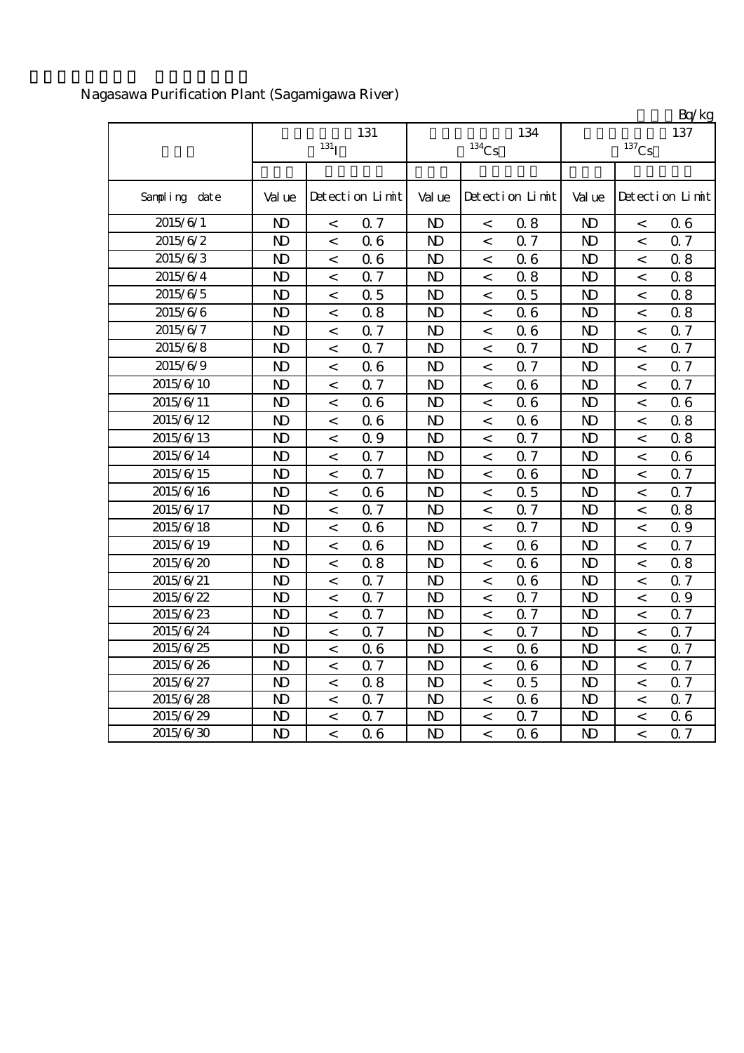Nagasawa Purification Plant (Sagamigawa River)

Bq/kg

| | 131 $^{131}$I | | 134 $^{134}$Cs | | 137 $^{137}$Cs | |
|---|---|---|---|---|---|---|
| Sampling date | Value | Detection Limit | Value | Detection Limit | Value | Detection Limit |
| 2015/6/1 | ND | < 0.7 | ND | < 0.8 | ND | < 0.6 |
| 2015/6/2 | ND | < 0.6 | ND | < 0.7 | ND | < 0.7 |
| 2015/6/3 | ND | < 0.6 | ND | < 0.6 | ND | < 0.8 |
| 2015/6/4 | ND | < 0.7 | ND | < 0.8 | ND | < 0.8 |
| 2015/6/5 | ND | < 0.5 | ND | < 0.5 | ND | < 0.8 |
| 2015/6/6 | ND | < 0.8 | ND | < 0.6 | ND | < 0.8 |
| 2015/6/7 | ND | < 0.7 | ND | < 0.6 | ND | < 0.7 |
| 2015/6/8 | ND | < 0.7 | ND | < 0.7 | ND | < 0.7 |
| 2015/6/9 | ND | < 0.6 | ND | < 0.7 | ND | < 0.7 |
| 2015/6/10 | ND | < 0.7 | ND | < 0.6 | ND | < 0.7 |
| 2015/6/11 | ND | < 0.6 | ND | < 0.6 | ND | < 0.6 |
| 2015/6/12 | ND | < 0.6 | ND | < 0.6 | ND | < 0.8 |
| 2015/6/13 | ND | < 0.9 | ND | < 0.7 | ND | < 0.8 |
| 2015/6/14 | ND | < 0.7 | ND | < 0.7 | ND | < 0.6 |
| 2015/6/15 | ND | < 0.7 | ND | < 0.6 | ND | < 0.7 |
| 2015/6/16 | ND | < 0.6 | ND | < 0.5 | ND | < 0.7 |
| 2015/6/17 | ND | < 0.7 | ND | < 0.7 | ND | < 0.8 |
| 2015/6/18 | ND | < 0.6 | ND | < 0.7 | ND | < 0.9 |
| 2015/6/19 | ND | < 0.6 | ND | < 0.6 | ND | < 0.7 |
| 2015/6/20 | ND | < 0.8 | ND | < 0.6 | ND | < 0.8 |
| 2015/6/21 | ND | < 0.7 | ND | < 0.6 | ND | < 0.7 |
| 2015/6/22 | ND | < 0.7 | ND | < 0.7 | ND | < 0.9 |
| 2015/6/23 | ND | < 0.7 | ND | < 0.7 | ND | < 0.7 |
| 2015/6/24 | ND | < 0.7 | ND | < 0.7 | ND | < 0.7 |
| 2015/6/25 | ND | < 0.6 | ND | < 0.6 | ND | < 0.7 |
| 2015/6/26 | ND | < 0.7 | ND | < 0.6 | ND | < 0.7 |
| 2015/6/27 | ND | < 0.8 | ND | < 0.5 | ND | < 0.7 |
| 2015/6/28 | ND | < 0.7 | ND | < 0.6 | ND | < 0.7 |
| 2015/6/29 | ND | < 0.7 | ND | < 0.7 | ND | < 0.6 |
| 2015/6/30 | ND | < 0.6 | ND | < 0.6 | ND | < 0.7 |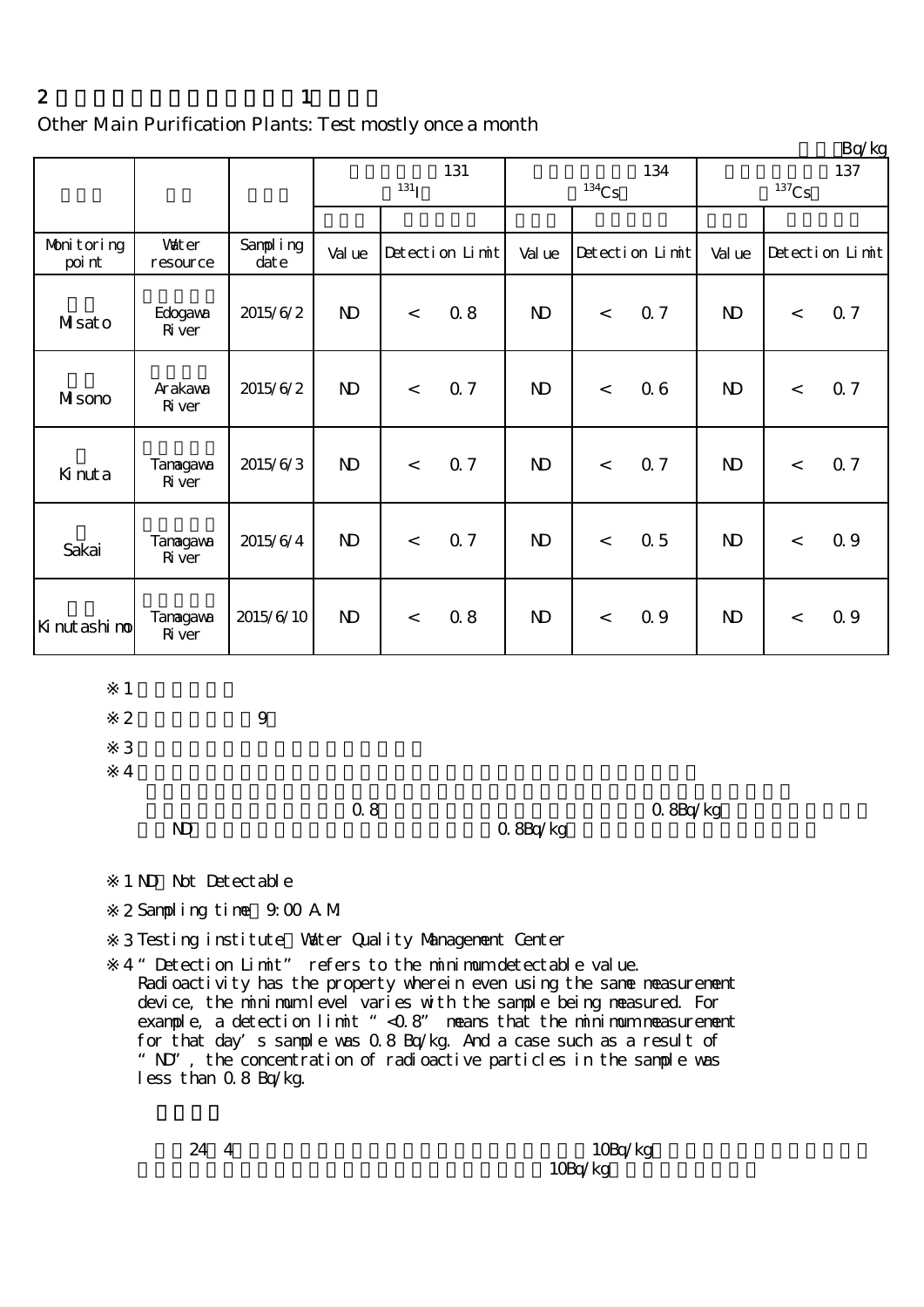2　　　　　　　　　　　　1

Other Main Purification Plants: Test mostly once a month

Bq/kg

| | | | 131 $^{131}$I | | | 134 $^{134}$Cs | | | 137 $^{137}$Cs | | |
|---|---|---|---|---|---|---|---|---|---|---|---|
| Monitoring point | Water resource | Sampling date | Value | Detection Limit | | Value | Detection Limit | | Value | Detection Limit | |
| Misato | Edogawa River | 2015/6/2 | ND | < | 0.8 | ND | < | 0.7 | ND | < | 0.7 |
| Misono | Arakawa River | 2015/6/2 | ND | < | 0.7 | ND | < | 0.6 | ND | < | 0.7 |
| Kinuta | Tamagawa River | 2015/6/3 | ND | < | 0.7 | ND | < | 0.7 | ND | < | 0.7 |
| Sakai | Tamagawa River | 2015/6/4 | ND | < | 0.7 | ND | < | 0.5 | ND | < | 0.9 |
| Kinutashimo | Tamagawa River | 2015/6/10 | ND | < | 0.8 | ND | < | 0.9 | ND | < | 0.9 |

※1

※2　　　　9

※3

※4

0.8　　　　0.8Bq/kg

ND　　　　0.8Bq/kg

※1 ND: Not Detectable

※2 Sampling time: 9:00 A.M.

※3 Testing institute: Water Quality Management Center

※4 "Detection Limit" refers to the minimum detectable value. Radioactivity has the property wherein even using the same measurement device, the minimum level varies with the sample being measured. For example, a detection limit "<0.8" means that the minimum measurement for that day's sample was 0.8 Bq/kg. And a case such as a result of "ND", the concentration of radioactive particles in the sample was less than 0.8 Bq/kg.

24　4　　　　10Bq/kg

10Bq/kg